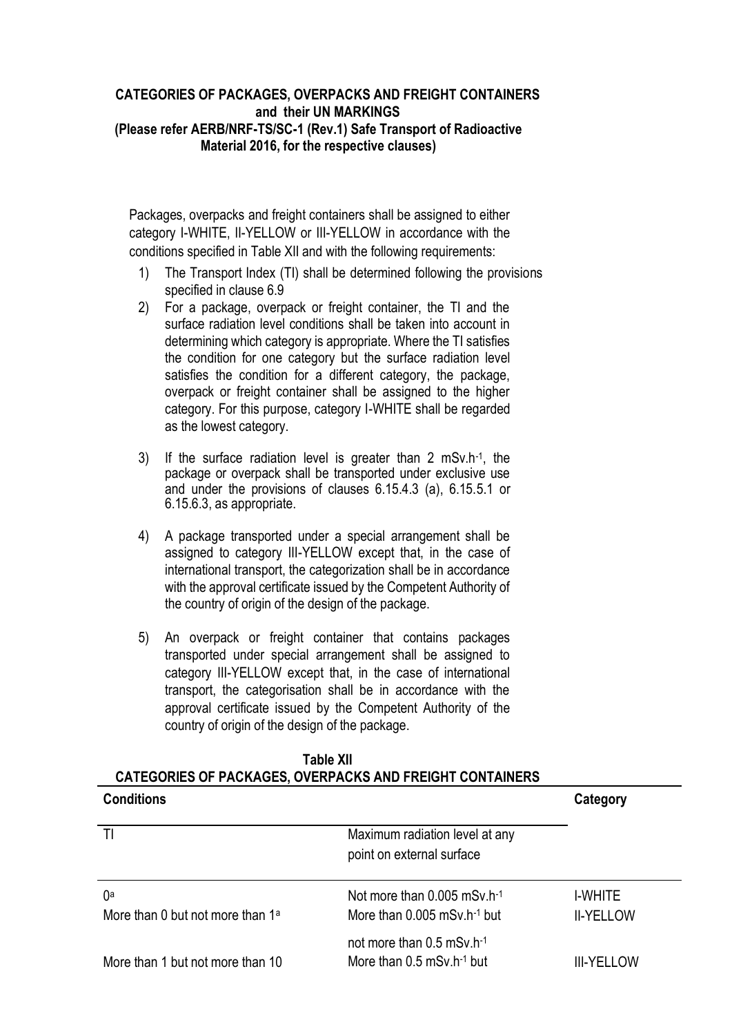**CATEGORIES OF PACKAGES, OVERPACKS AND FREIGHT CONTAINERS and their UN MARKINGS (Please refer AERB/NRF-TS/SC-1 (Rev.1) Safe Transport of Radioactive Material 2016, for the respective clauses)**

Packages, overpacks and freight containers shall be assigned to either category I-WHITE, II-YELLOW or III-YELLOW in accordance with the conditions specified in Table XII and with the following requirements:

1) The Transport Index (TI) shall be determined following the provisions specified in clause 6.9
2) For a package, overpack or freight container, the TI and the surface radiation level conditions shall be taken into account in determining which category is appropriate. Where the TI satisfies the condition for one category but the surface radiation level satisfies the condition for a different category, the package, overpack or freight container shall be assigned to the higher category. For this purpose, category I-WHITE shall be regarded as the lowest category.
3) If the surface radiation level is greater than 2 $mSv.h^{-1}$, the package or overpack shall be transported under exclusive use and under the provisions of clauses 6.15.4.3 (a), 6.15.5.1 or 6.15.6.3, as appropriate.
4) A package transported under a special arrangement shall be assigned to category III-YELLOW except that, in the case of international transport, the categorization shall be in accordance with the approval certificate issued by the Competent Authority of the country of origin of the design of the package.
5) An overpack or freight container that contains packages transported under special arrangement shall be assigned to category III-YELLOW except that, in the case of international transport, the categorisation shall be in accordance with the approval certificate issued by the Competent Authority of the country of origin of the design of the package.

**Table XII**
**CATEGORIES OF PACKAGES, OVERPACKS AND FREIGHT CONTAINERS**

| Conditions | | Category |
|---|---|---|
| TI | Maximum radiation level at any point on external surface | |
| 0[a] | Not more than 0.005 $mSv.h^{-1}$ | I-WHITE |
| More than 0 but not more than 1[a] | More than 0.005 $mSv.h^{-1}$ but not more than 0.5 $mSv.h^{-1}$ | II-YELLOW |
| More than 1 but not more than 10 | More than 0.5 $mSv.h^{-1}$ but | III-YELLOW |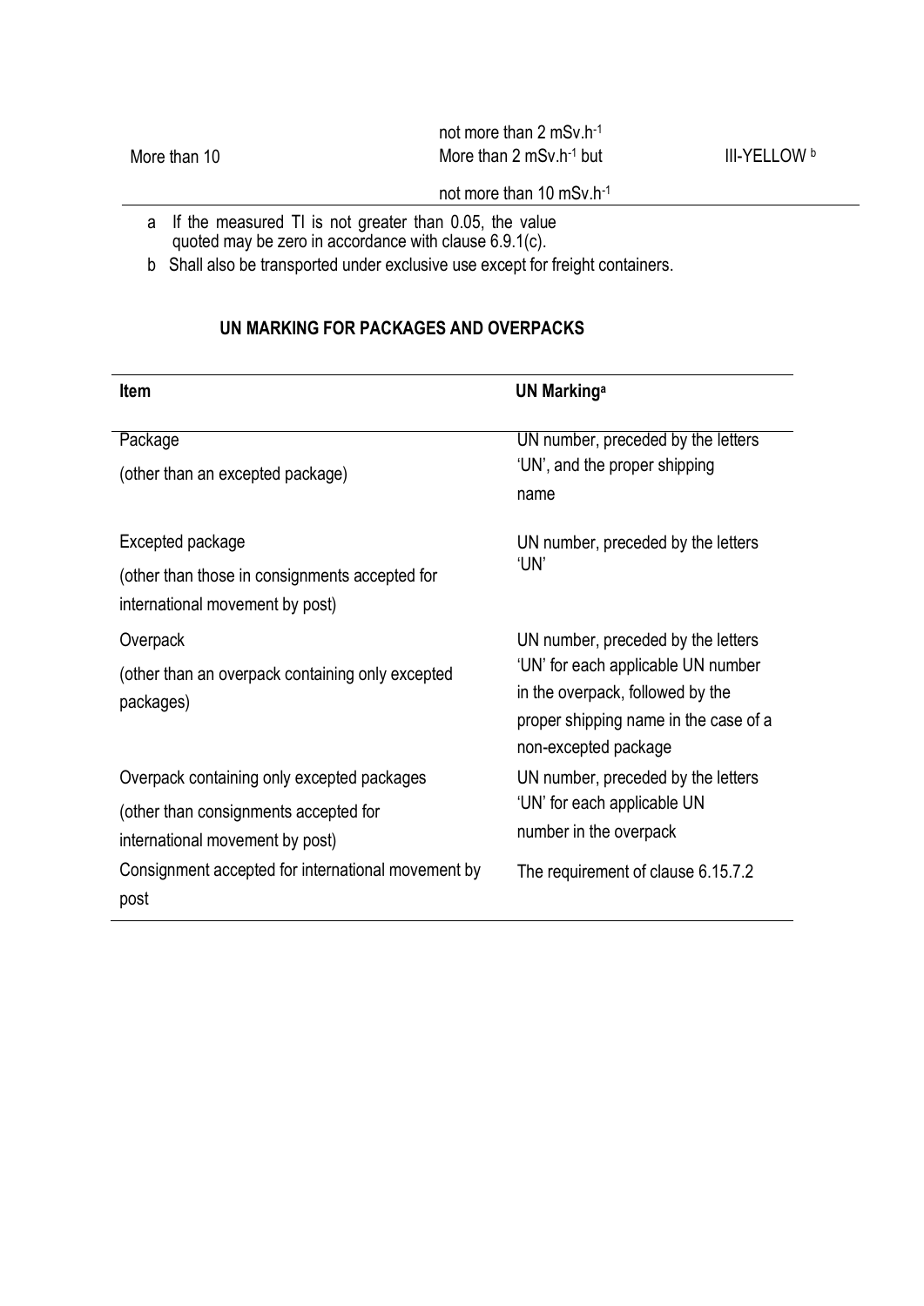| | | |
|---|---|---|
| | not more than 2 $mSv.h^{-1}$ | |
| More than 10 | More than 2 $mSv.h^{-1}$ but not more than 10 $mSv.h^{-1}$ | III-YELLOW [b] |

a If the measured TI is not greater than 0.05, the value quoted may be zero in accordance with clause 6.9.1(c).

b Shall also be transported under exclusive use except for freight containers.

## UN MARKING FOR PACKAGES AND OVERPACKS

| Item | UN Marking[a] |
|---|---|
| Package (other than an excepted package) | UN number, preceded by the letters 'UN', and the proper shipping name |
| Excepted package (other than those in consignments accepted for international movement by post) | UN number, preceded by the letters 'UN' |
| Overpack (other than an overpack containing only excepted packages) | UN number, preceded by the letters 'UN' for each applicable UN number in the overpack, followed by the proper shipping name in the case of a non-excepted package |
| Overpack containing only excepted packages (other than consignments accepted for international movement by post) | UN number, preceded by the letters 'UN' for each applicable UN number in the overpack |
| Consignment accepted for international movement by post | The requirement of clause 6.15.7.2 |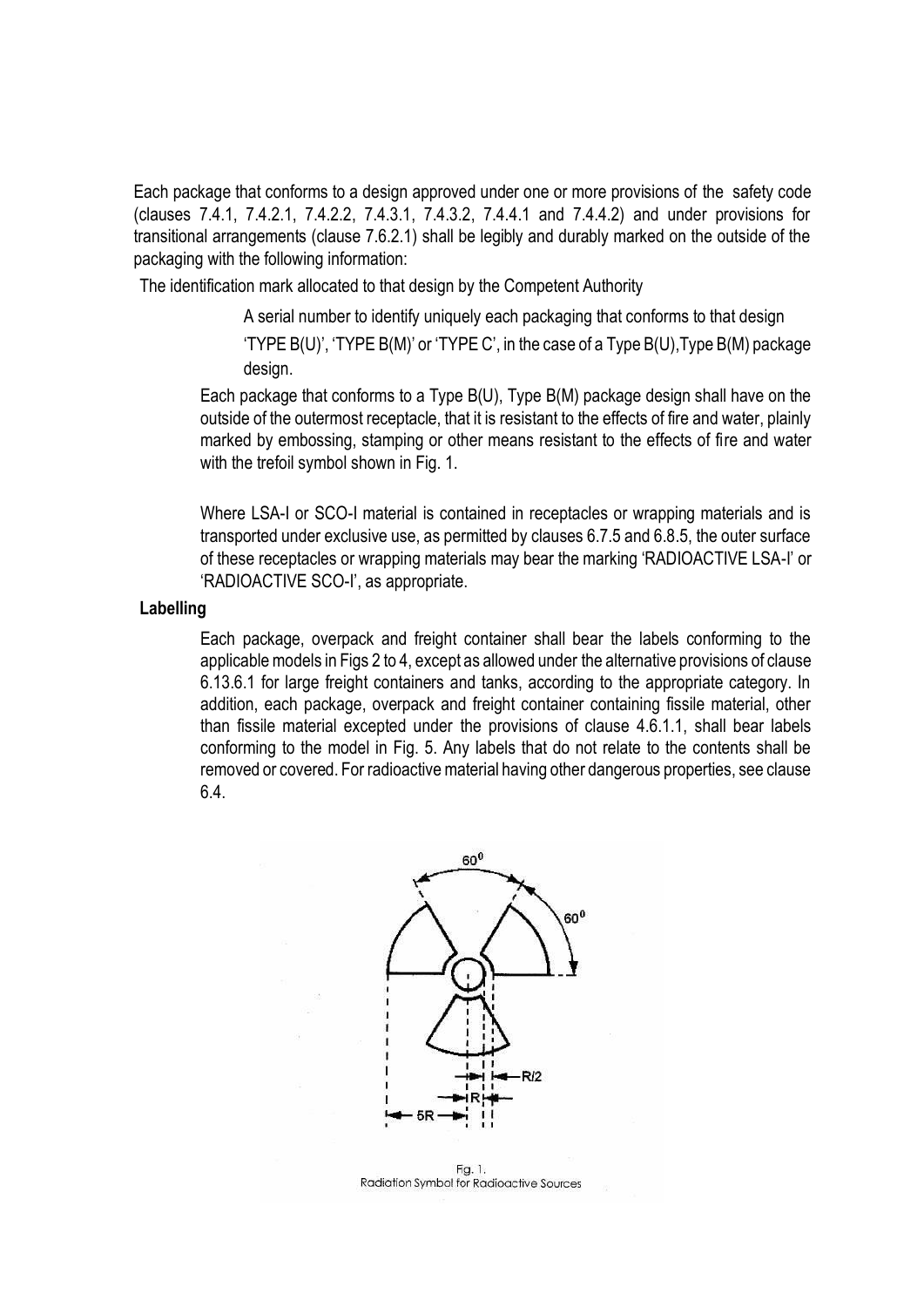Each package that conforms to a design approved under one or more provisions of the safety code (clauses 7.4.1, 7.4.2.1, 7.4.2.2, 7.4.3.1, 7.4.3.2, 7.4.4.1 and 7.4.4.2) and under provisions for transitional arrangements (clause 7.6.2.1) shall be legibly and durably marked on the outside of the packaging with the following information:

The identification mark allocated to that design by the Competent Authority

A serial number to identify uniquely each packaging that conforms to that design

'TYPE B(U)', 'TYPE B(M)' or 'TYPE C', in the case of a Type B(U),Type B(M) package design.

Each package that conforms to a Type B(U), Type B(M) package design shall have on the outside of the outermost receptacle, that it is resistant to the effects of fire and water, plainly marked by embossing, stamping or other means resistant to the effects of fire and water with the trefoil symbol shown in Fig. 1.

Where LSA-I or SCO-I material is contained in receptacles or wrapping materials and is transported under exclusive use, as permitted by clauses 6.7.5 and 6.8.5, the outer surface of these receptacles or wrapping materials may bear the marking 'RADIOACTIVE LSA-I' or 'RADIOACTIVE SCO-I', as appropriate.

**Labelling**

Each package, overpack and freight container shall bear the labels conforming to the applicable models in Figs 2 to 4, except as allowed under the alternative provisions of clause 6.13.6.1 for large freight containers and tanks, according to the appropriate category. In addition, each package, overpack and freight container containing fissile material, other than fissile material excepted under the provisions of clause 4.6.1.1, shall bear labels conforming to the model in Fig. 5. Any labels that do not relate to the contents shall be removed or covered. For radioactive material having other dangerous properties, see clause 6.4.

Fig. 1.
Radiation Symbol for Radioactive Sources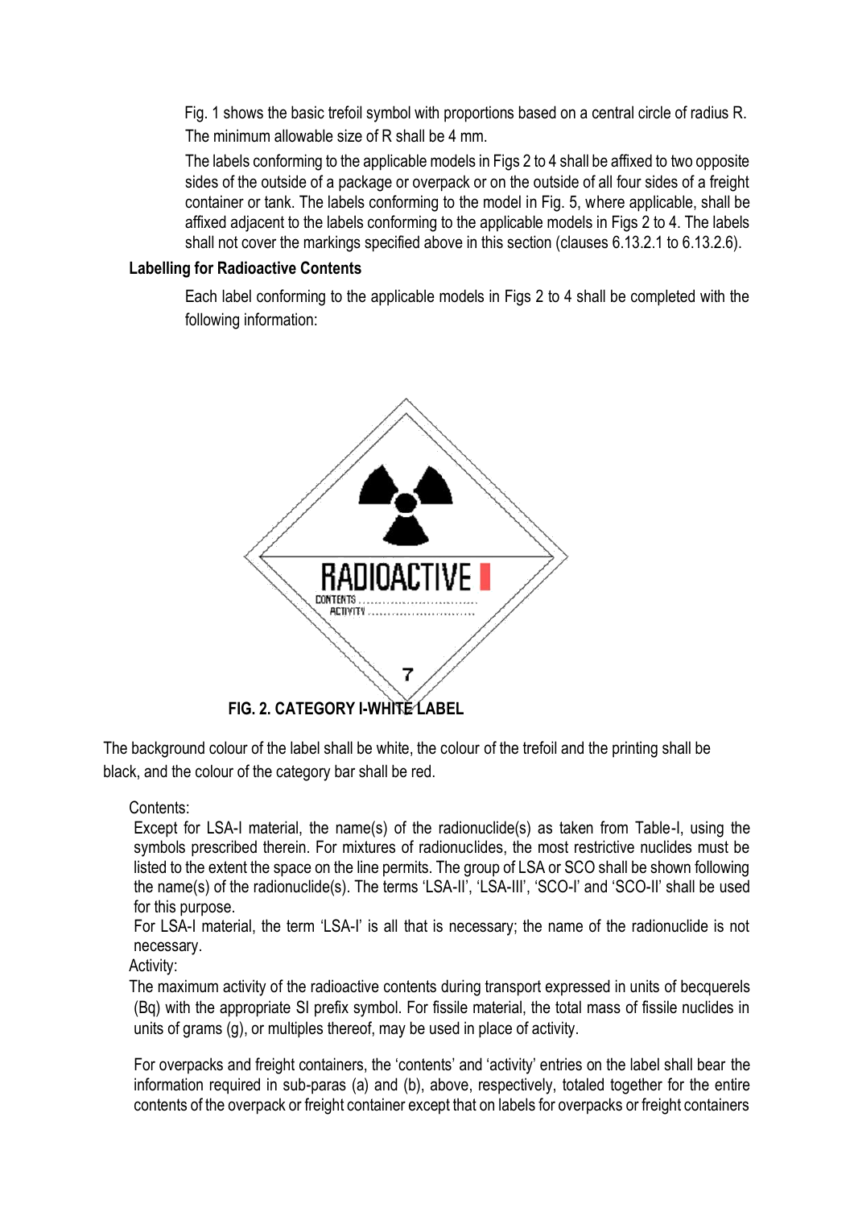Fig. 1 shows the basic trefoil symbol with proportions based on a central circle of radius R. The minimum allowable size of R shall be 4 mm.

The labels conforming to the applicable models in Figs 2 to 4 shall be affixed to two opposite sides of the outside of a package or overpack or on the outside of all four sides of a freight container or tank. The labels conforming to the model in Fig. 5, where applicable, shall be affixed adjacent to the labels conforming to the applicable models in Figs 2 to 4. The labels shall not cover the markings specified above in this section (clauses 6.13.2.1 to 6.13.2.6).

**Labelling for Radioactive Contents**

Each label conforming to the applicable models in Figs 2 to 4 shall be completed with the following information:

RADIOACTIVE I

CONTENTS ..............................

ACTIVITY ..............................

7

**FIG. 2. CATEGORY I-WHITE LABEL**

The background colour of the label shall be white, the colour of the trefoil and the printing shall be black, and the colour of the category bar shall be red.

Contents:

Except for LSA-I material, the name(s) of the radionuclide(s) as taken from Table-I, using the symbols prescribed therein. For mixtures of radionuclides, the most restrictive nuclides must be listed to the extent the space on the line permits. The group of LSA or SCO shall be shown following the name(s) of the radionuclide(s). The terms 'LSA-II', 'LSA-III', 'SCO-I' and 'SCO-II' shall be used for this purpose.

For LSA-I material, the term 'LSA-I' is all that is necessary; the name of the radionuclide is not necessary.

Activity:

The maximum activity of the radioactive contents during transport expressed in units of becquerels (Bq) with the appropriate SI prefix symbol. For fissile material, the total mass of fissile nuclides in units of grams (g), or multiples thereof, may be used in place of activity.

For overpacks and freight containers, the 'contents' and 'activity' entries on the label shall bear the information required in sub-paras (a) and (b), above, respectively, totaled together for the entire contents of the overpack or freight container except that on labels for overpacks or freight containers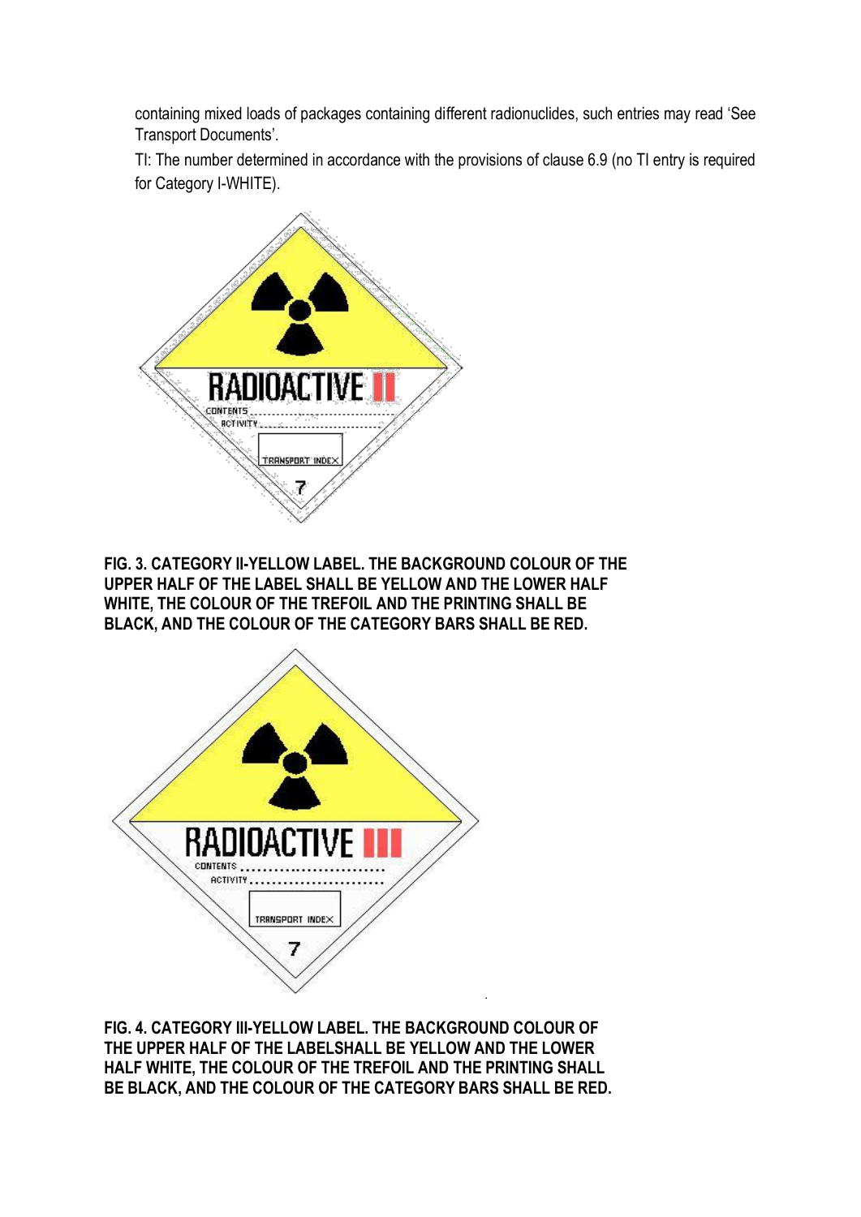containing mixed loads of packages containing different radionuclides, such entries may read 'See Transport Documents'.

TI: The number determined in accordance with the provisions of clause 6.9 (no TI entry is required for Category I-WHITE).

**FIG. 3. CATEGORY II-YELLOW LABEL. THE BACKGROUND COLOUR OF THE UPPER HALF OF THE LABEL SHALL BE YELLOW AND THE LOWER HALF WHITE, THE COLOUR OF THE TREFOIL AND THE PRINTING SHALL BE BLACK, AND THE COLOUR OF THE CATEGORY BARS SHALL BE RED.**

**FIG. 4. CATEGORY III-YELLOW LABEL. THE BACKGROUND COLOUR OF THE UPPER HALF OF THE LABELSHALL BE YELLOW AND THE LOWER HALF WHITE, THE COLOUR OF THE TREFOIL AND THE PRINTING SHALL BE BLACK, AND THE COLOUR OF THE CATEGORY BARS SHALL BE RED.**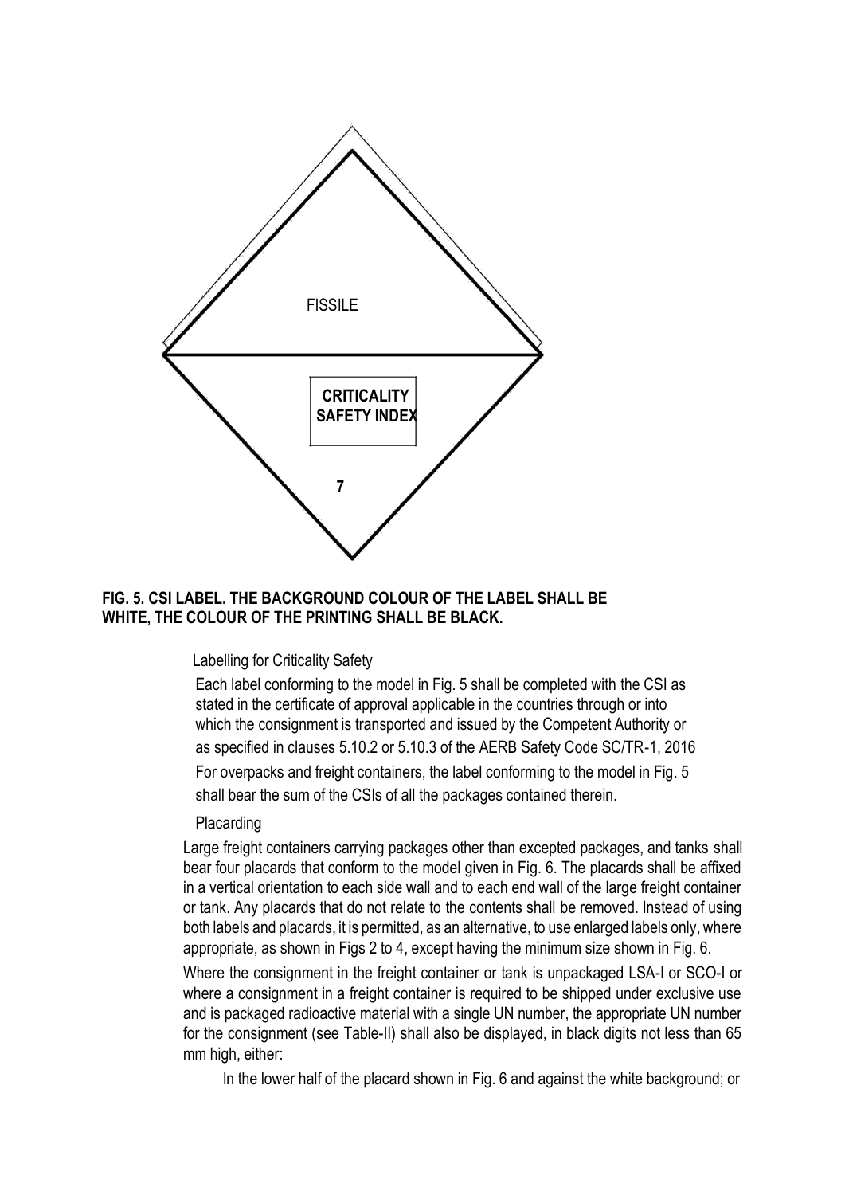FISSILE

CRITICALITY SAFETY INDEX

7

**FIG. 5. CSI LABEL. THE BACKGROUND COLOUR OF THE LABEL SHALL BE WHITE, THE COLOUR OF THE PRINTING SHALL BE BLACK.**

Labelling for Criticality Safety

Each label conforming to the model in Fig. 5 shall be completed with the CSI as stated in the certificate of approval applicable in the countries through or into which the consignment is transported and issued by the Competent Authority or as specified in clauses 5.10.2 or 5.10.3 of the AERB Safety Code SC/TR-1, 2016

For overpacks and freight containers, the label conforming to the model in Fig. 5 shall bear the sum of the CSIs of all the packages contained therein.

Placarding

Large freight containers carrying packages other than excepted packages, and tanks shall bear four placards that conform to the model given in Fig. 6. The placards shall be affixed in a vertical orientation to each side wall and to each end wall of the large freight container or tank. Any placards that do not relate to the contents shall be removed. Instead of using both labels and placards, it is permitted, as an alternative, to use enlarged labels only, where appropriate, as shown in Figs 2 to 4, except having the minimum size shown in Fig. 6.

Where the consignment in the freight container or tank is unpackaged LSA-I or SCO-I or where a consignment in a freight container is required to be shipped under exclusive use and is packaged radioactive material with a single UN number, the appropriate UN number for the consignment (see Table-II) shall also be displayed, in black digits not less than 65 mm high, either:

In the lower half of the placard shown in Fig. 6 and against the white background; or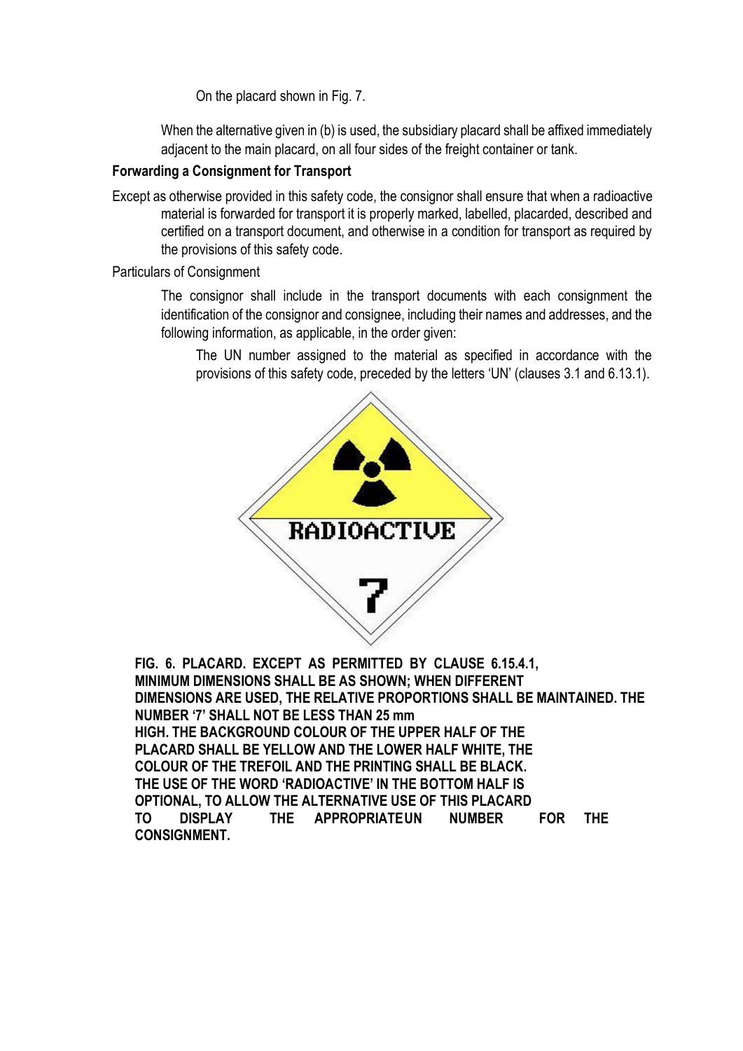On the placard shown in Fig. 7.

When the alternative given in (b) is used, the subsidiary placard shall be affixed immediately adjacent to the main placard, on all four sides of the freight container or tank.

**Forwarding a Consignment for Transport**

Except as otherwise provided in this safety code, the consignor shall ensure that when a radioactive material is forwarded for transport it is properly marked, labelled, placarded, described and certified on a transport document, and otherwise in a condition for transport as required by the provisions of this safety code.

Particulars of Consignment

The consignor shall include in the transport documents with each consignment the identification of the consignor and consignee, including their names and addresses, and the following information, as applicable, in the order given:

The UN number assigned to the material as specified in accordance with the provisions of this safety code, preceded by the letters 'UN' (clauses 3.1 and 6.13.1).

RADIOACTIVE

7

**FIG. 6. PLACARD. EXCEPT AS PERMITTED BY CLAUSE 6.15.4.1, MINIMUM DIMENSIONS SHALL BE AS SHOWN; WHEN DIFFERENT DIMENSIONS ARE USED, THE RELATIVE PROPORTIONS SHALL BE MAINTAINED. THE NUMBER '7' SHALL NOT BE LESS THAN 25 mm HIGH. THE BACKGROUND COLOUR OF THE UPPER HALF OF THE PLACARD SHALL BE YELLOW AND THE LOWER HALF WHITE, THE COLOUR OF THE TREFOIL AND THE PRINTING SHALL BE BLACK. THE USE OF THE WORD 'RADIOACTIVE' IN THE BOTTOM HALF IS OPTIONAL, TO ALLOW THE ALTERNATIVE USE OF THIS PLACARD TO DISPLAY THE APPROPRIATE UN NUMBER FOR THE CONSIGNMENT.**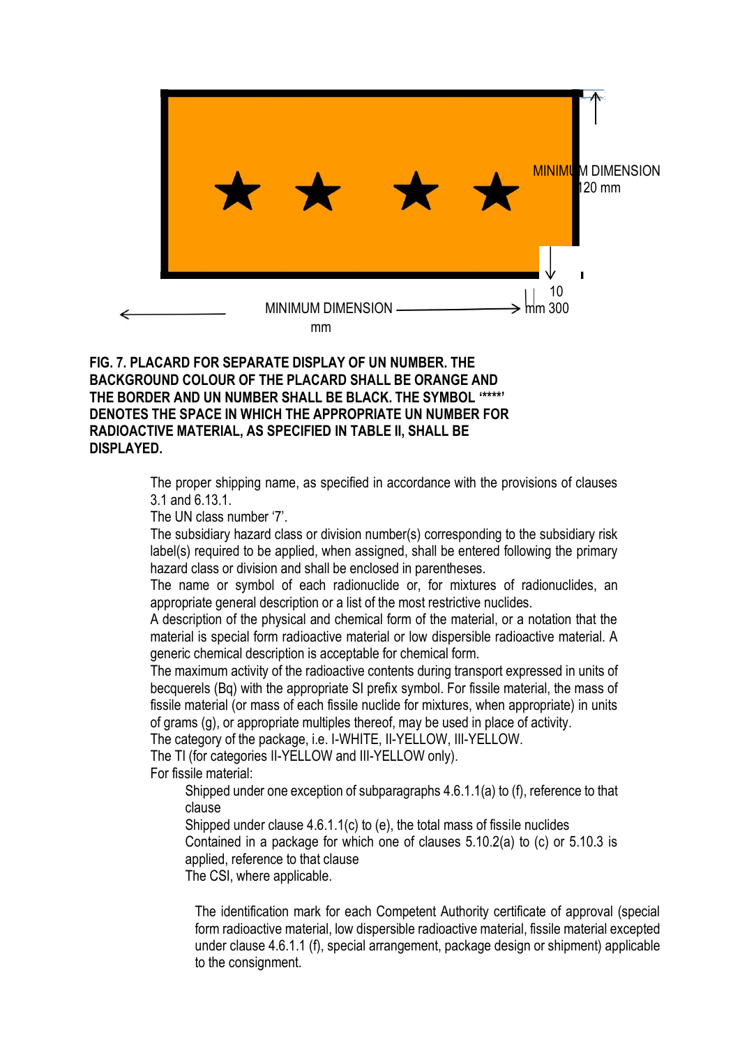MINIMUM DIMENSION 120 mm

10 mm

MINIMUM DIMENSION 300 mm

**FIG. 7. PLACARD FOR SEPARATE DISPLAY OF UN NUMBER. THE BACKGROUND COLOUR OF THE PLACARD SHALL BE ORANGE AND THE BORDER AND UN NUMBER SHALL BE BLACK. THE SYMBOL '\*\*\*\*' DENOTES THE SPACE IN WHICH THE APPROPRIATE UN NUMBER FOR RADIOACTIVE MATERIAL, AS SPECIFIED IN TABLE II, SHALL BE DISPLAYED.**

The proper shipping name, as specified in accordance with the provisions of clauses 3.1 and 6.13.1.

The UN class number '7'.

The subsidiary hazard class or division number(s) corresponding to the subsidiary risk label(s) required to be applied, when assigned, shall be entered following the primary hazard class or division and shall be enclosed in parentheses.

The name or symbol of each radionuclide or, for mixtures of radionuclides, an appropriate general description or a list of the most restrictive nuclides.

A description of the physical and chemical form of the material, or a notation that the material is special form radioactive material or low dispersible radioactive material. A generic chemical description is acceptable for chemical form.

The maximum activity of the radioactive contents during transport expressed in units of becquerels (Bq) with the appropriate SI prefix symbol. For fissile material, the mass of fissile material (or mass of each fissile nuclide for mixtures, when appropriate) in units of grams (g), or appropriate multiples thereof, may be used in place of activity.

The category of the package, i.e. I-WHITE, II-YELLOW, III-YELLOW.

The TI (for categories II-YELLOW and III-YELLOW only).

For fissile material:

- Shipped under one exception of subparagraphs 4.6.1.1(a) to (f), reference to that clause
- Shipped under clause 4.6.1.1(c) to (e), the total mass of fissile nuclides
- Contained in a package for which one of clauses 5.10.2(a) to (c) or 5.10.3 is applied, reference to that clause
- The CSI, where applicable.

The identification mark for each Competent Authority certificate of approval (special form radioactive material, low dispersible radioactive material, fissile material excepted under clause 4.6.1.1 (f), special arrangement, package design or shipment) applicable to the consignment.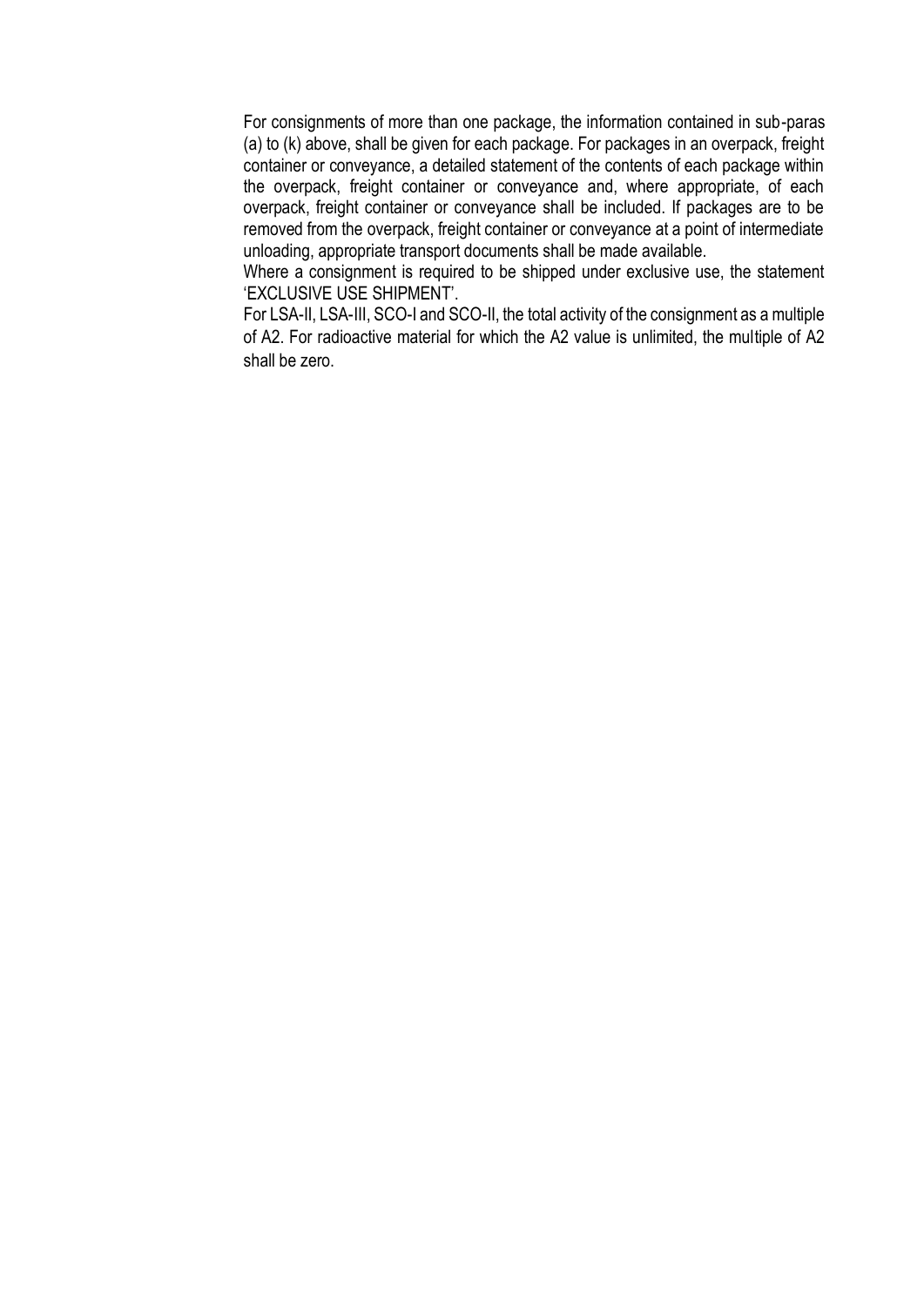For consignments of more than one package, the information contained in sub-paras (a) to (k) above, shall be given for each package. For packages in an overpack, freight container or conveyance, a detailed statement of the contents of each package within the overpack, freight container or conveyance and, where appropriate, of each overpack, freight container or conveyance shall be included. If packages are to be removed from the overpack, freight container or conveyance at a point of intermediate unloading, appropriate transport documents shall be made available.

Where a consignment is required to be shipped under exclusive use, the statement 'EXCLUSIVE USE SHIPMENT'.

For LSA-II, LSA-III, SCO-I and SCO-II, the total activity of the consignment as a multiple of A2. For radioactive material for which the A2 value is unlimited, the multiple of A2 shall be zero.